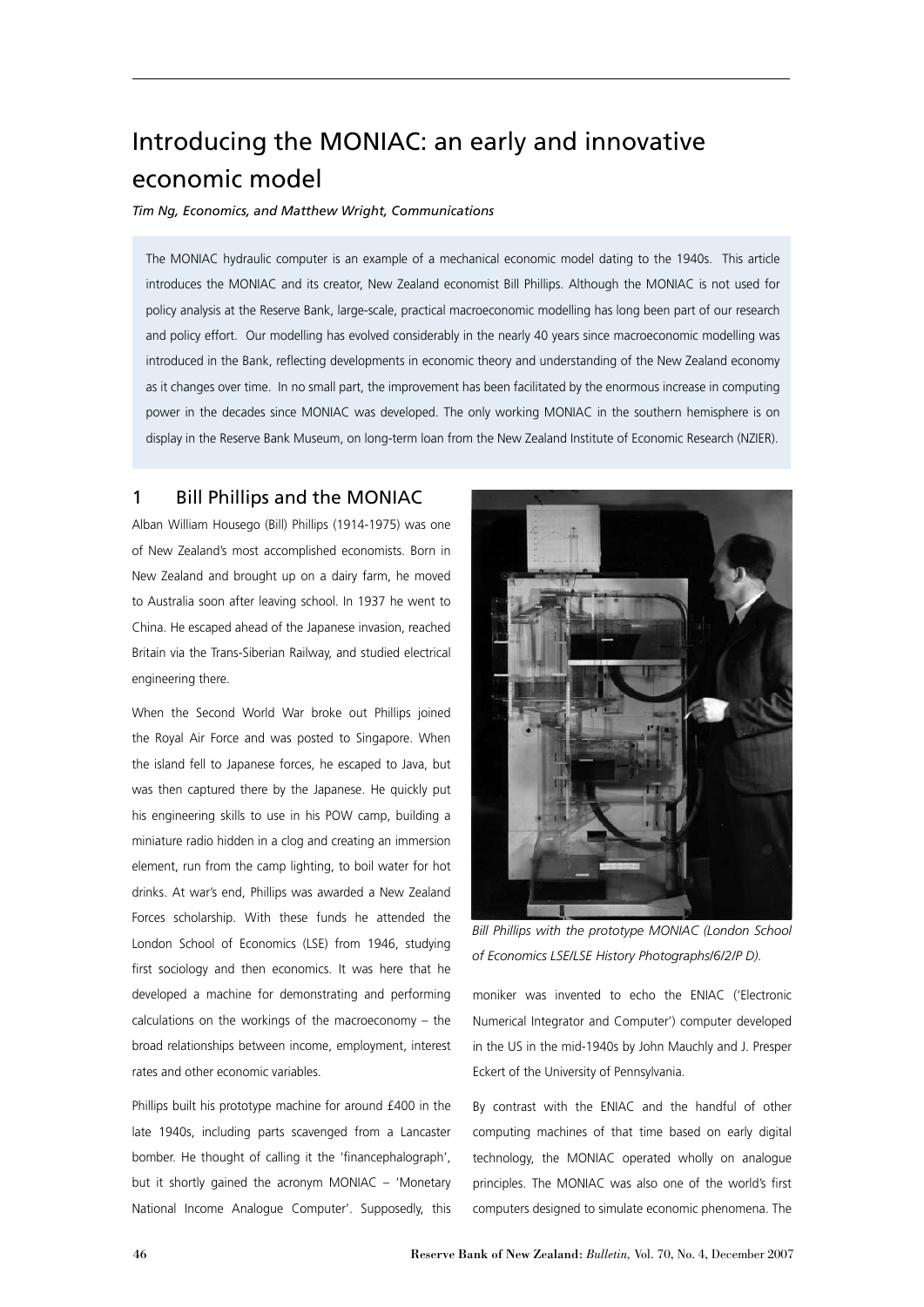# Introducing the MONIAC: an early and innovative economic model

*Tim Ng, Economics, and Matthew Wright, Communications*

The MONIAC hydraulic computer is an example of a mechanical economic model dating to the 1940s. This article introduces the MONIAC and its creator, New Zealand economist Bill Phillips. Although the MONIAC is not used for policy analysis at the Reserve Bank, large-scale, practical macroeconomic modelling has long been part of our research and policy effort. Our modelling has evolved considerably in the nearly 40 years since macroeconomic modelling was introduced in the Bank, reflecting developments in economic theory and understanding of the New Zealand economy as it changes over time. In no small part, the improvement has been facilitated by the enormous increase in computing power in the decades since MONIAC was developed. The only working MONIAC in the southern hemisphere is on display in the Reserve Bank Museum, on long-term loan from the New Zealand Institute of Economic Research (NZIER).

## 1 Bill Phillips and the MONIAC

Alban William Housego (Bill) Phillips (1914-1975) was one of New Zealand's most accomplished economists. Born in New Zealand and brought up on a dairy farm, he moved to Australia soon after leaving school. In 1937 he went to China. He escaped ahead of the Japanese invasion, reached Britain via the Trans-Siberian Railway, and studied electrical engineering there.

When the Second World War broke out Phillips joined the Royal Air Force and was posted to Singapore. When the island fell to Japanese forces, he escaped to Java, but was then captured there by the Japanese. He quickly put his engineering skills to use in his POW camp, building a miniature radio hidden in a clog and creating an immersion element, run from the camp lighting, to boil water for hot drinks. At war's end, Phillips was awarded a New Zealand Forces scholarship. With these funds he attended the London School of Economics (LSE) from 1946, studying first sociology and then economics. It was here that he developed a machine for demonstrating and performing calculations on the workings of the macroeconomy – the broad relationships between income, employment, interest rates and other economic variables.

Phillips built his prototype machine for around £400 in the late 1940s, including parts scavenged from a Lancaster bomber. He thought of calling it the 'financephalograph', but it shortly gained the acronym MONIAC – 'Monetary National Income Analogue Computer'. Supposedly, this moniker was invented to echo the ENIAC ('Electronic Numerical Integrator and Computer') computer developed in the US in the mid-1940s by John Mauchly and J. Presper Eckert of the University of Pennsylvania.

*Bill Phillips with the prototype MONIAC (London School of Economics LSE/LSE History Photographs/6/2/P D).*

By contrast with the ENIAC and the handful of other computing machines of that time based on early digital technology, the MONIAC operated wholly on analogue principles. The MONIAC was also one of the world's first computers designed to simulate economic phenomena. The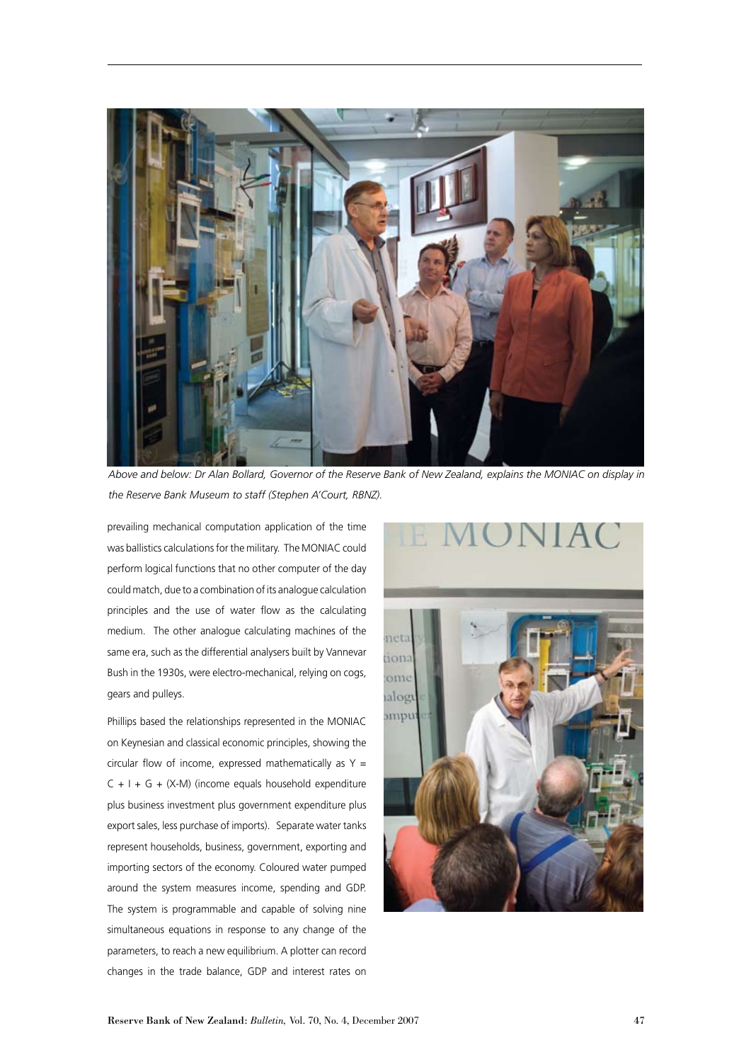*Above and below: Dr Alan Bollard, Governor of the Reserve Bank of New Zealand, explains the MONIAC on display in the Reserve Bank Museum to staff (Stephen A'Court, RBNZ).*

prevailing mechanical computation application of the time was ballistics calculations for the military. The MONIAC could perform logical functions that no other computer of the day could match, due to a combination of its analogue calculation principles and the use of water flow as the calculating medium. The other analogue calculating machines of the same era, such as the differential analysers built by Vannevar Bush in the 1930s, were electro-mechanical, relying on cogs, gears and pulleys.

Phillips based the relationships represented in the MONIAC on Keynesian and classical economic principles, showing the circular flow of income, expressed mathematically as $Y = C + I + G + (X\text{-}M)$ (income equals household expenditure plus business investment plus government expenditure plus export sales, less purchase of imports). Separate water tanks represent households, business, government, exporting and importing sectors of the economy. Coloured water pumped around the system measures income, spending and GDP. The system is programmable and capable of solving nine simultaneous equations in response to any change of the parameters, to reach a new equilibrium. A plotter can record changes in the trade balance, GDP and interest rates on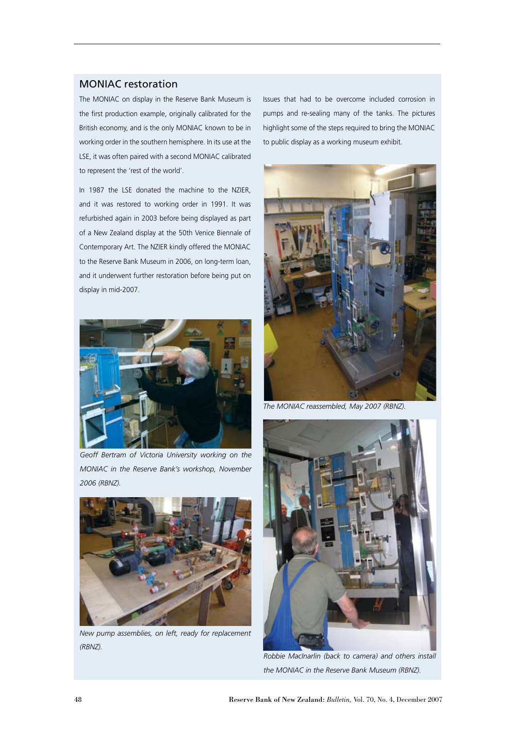## MONIAC restoration

The MONIAC on display in the Reserve Bank Museum is the first production example, originally calibrated for the British economy, and is the only MONIAC known to be in working order in the southern hemisphere. In its use at the LSE, it was often paired with a second MONIAC calibrated to represent the 'rest of the world'.

In 1987 the LSE donated the machine to the NZIER, and it was restored to working order in 1991. It was refurbished again in 2003 before being displayed as part of a New Zealand display at the 50th Venice Biennale of Contemporary Art. The NZIER kindly offered the MONIAC to the Reserve Bank Museum in 2006, on long-term loan, and it underwent further restoration before being put on display in mid-2007.

Issues that had to be overcome included corrosion in pumps and re-sealing many of the tanks. The pictures highlight some of the steps required to bring the MONIAC to public display as a working museum exhibit.

*Geoff Bertram of Victoria University working on the MONIAC in the Reserve Bank's workshop, November 2006 (RBNZ).*

*New pump assemblies, on left, ready for replacement (RBNZ).*

*The MONIAC reassembled, May 2007 (RBNZ).*

*Robbie MacInarlin (back to camera) and others install the MONIAC in the Reserve Bank Museum (RBNZ).*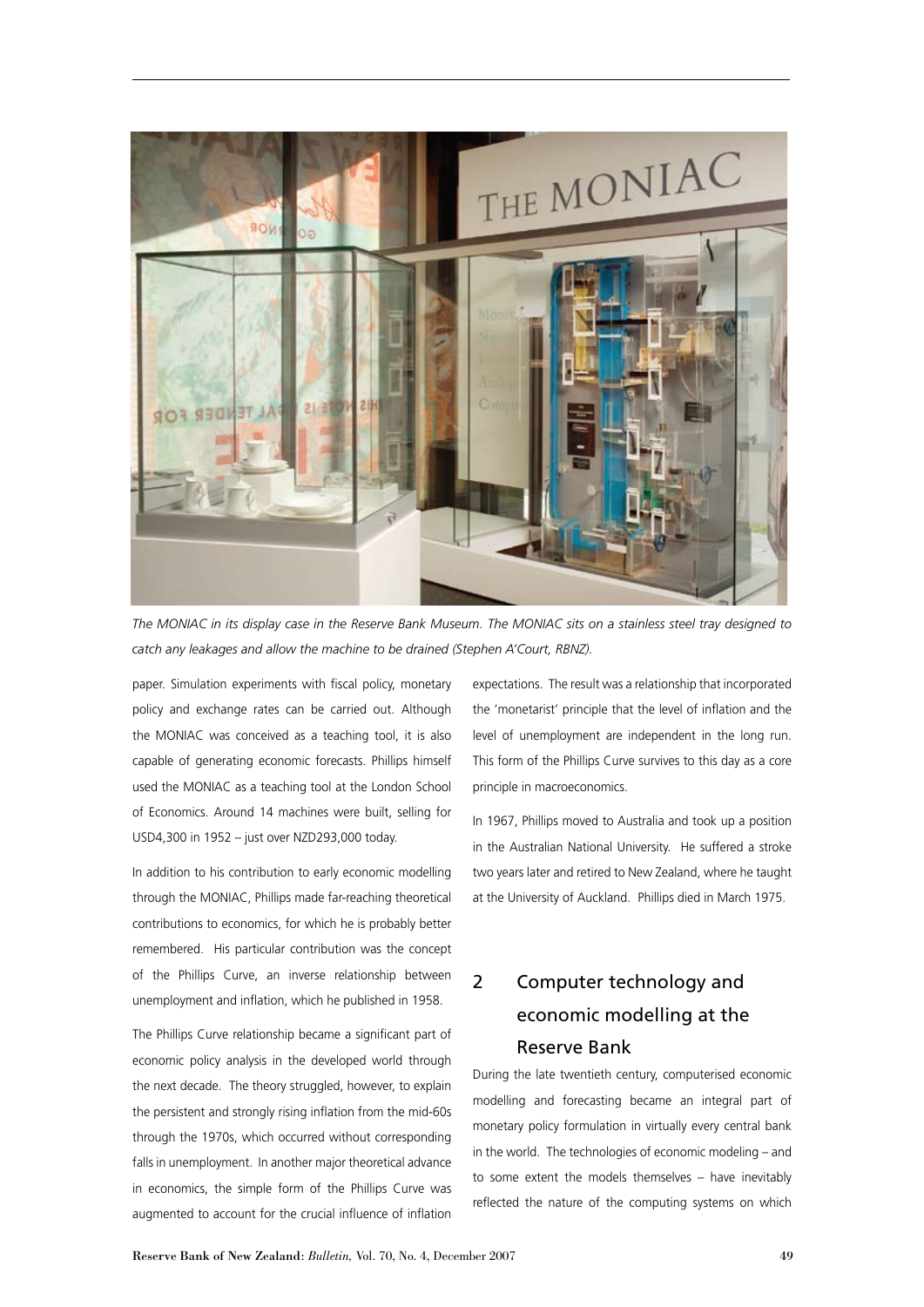*The MONIAC in its display case in the Reserve Bank Museum. The MONIAC sits on a stainless steel tray designed to catch any leakages and allow the machine to be drained (Stephen A'Court, RBNZ).*

paper. Simulation experiments with fiscal policy, monetary policy and exchange rates can be carried out. Although the MONIAC was conceived as a teaching tool, it is also capable of generating economic forecasts. Phillips himself used the MONIAC as a teaching tool at the London School of Economics. Around 14 machines were built, selling for USD4,300 in 1952 – just over NZD293,000 today.

In addition to his contribution to early economic modelling through the MONIAC, Phillips made far-reaching theoretical contributions to economics, for which he is probably better remembered. His particular contribution was the concept of the Phillips Curve, an inverse relationship between unemployment and inflation, which he published in 1958.

The Phillips Curve relationship became a significant part of economic policy analysis in the developed world through the next decade. The theory struggled, however, to explain the persistent and strongly rising inflation from the mid-60s through the 1970s, which occurred without corresponding falls in unemployment. In another major theoretical advance in economics, the simple form of the Phillips Curve was augmented to account for the crucial influence of inflation expectations. The result was a relationship that incorporated the 'monetarist' principle that the level of inflation and the level of unemployment are independent in the long run. This form of the Phillips Curve survives to this day as a core principle in macroeconomics.

In 1967, Phillips moved to Australia and took up a position in the Australian National University. He suffered a stroke two years later and retired to New Zealand, where he taught at the University of Auckland. Phillips died in March 1975.

## 2 Computer technology and economic modelling at the Reserve Bank

During the late twentieth century, computerised economic modelling and forecasting became an integral part of monetary policy formulation in virtually every central bank in the world. The technologies of economic modeling – and to some extent the models themselves – have inevitably reflected the nature of the computing systems on which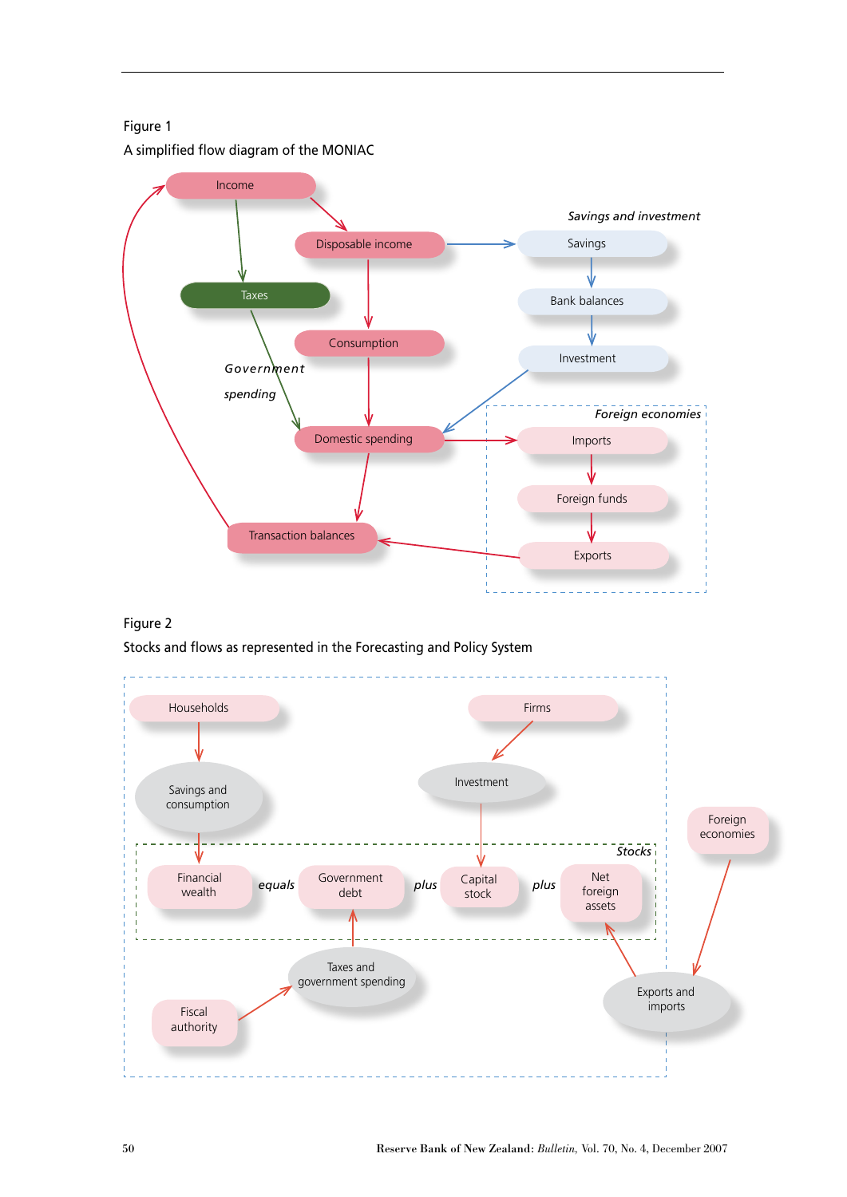Figure 1

A simplified flow diagram of the MONIAC

Figure 2

Stocks and flows as represented in the Forecasting and Policy System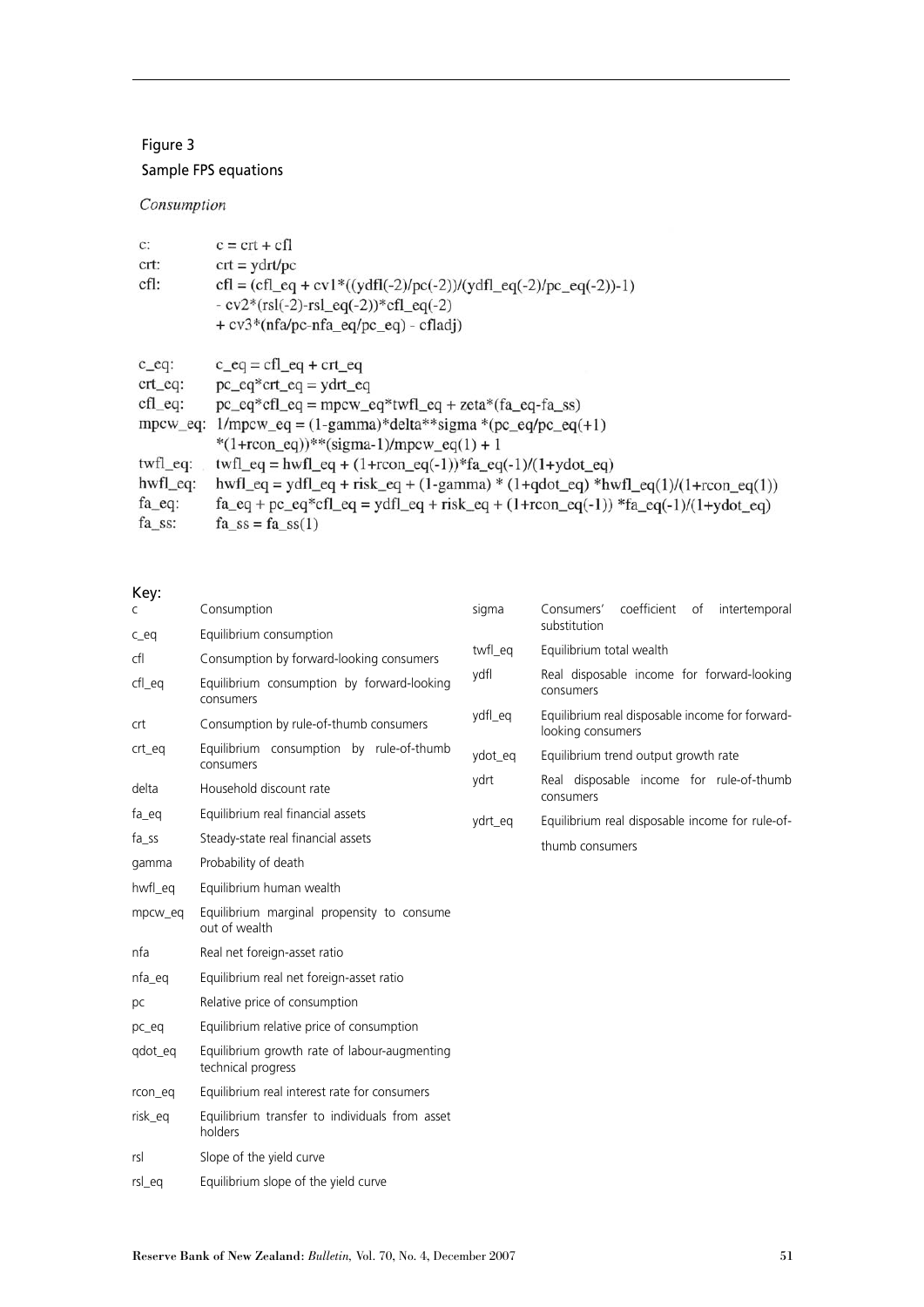Figure 3

Sample FPS equations

*Consumption*

```
c:        c = crt + cfl
crt:      crt = ydrt/pc
cfl:      cfl = (cfl_eq + cv1*((ydfl(-2)/pc(-2))/(ydfl_eq(-2)/pc_eq(-2))-1)
          - cv2*(rsl(-2)-rsl_eq(-2))*cfl_eq(-2)
          + cv3*(nfa/pc-nfa_eq/pc_eq) - cfladj)

c_eq:     c_eq = cfl_eq + crt_eq
crt_eq:   pc_eq*crt_eq = ydrt_eq
cfl_eq:   pc_eq*cfl_eq = mpcw_eq*twfl_eq + zeta*(fa_eq-fa_ss)
mpcw_eq:  1/mpcw_eq = (1-gamma)*delta**sigma *(pc_eq/pc_eq(+1)
          *(1+rcon_eq))**(sigma-1)/mpcw_eq(1) + 1
twfl_eq:  twfl_eq = hwfl_eq + (1+rcon_eq(-1))*fa_eq(-1)/(1+ydot_eq)
hwfl_eq:  hwfl_eq = ydfl_eq + risk_eq + (1-gamma) * (1+qdot_eq) *hwfl_eq(1)/(1+rcon_eq(1))
fa_eq:    fa_eq + pc_eq*cfl_eq = ydfl_eq + risk_eq + (1+rcon_eq(-1)) *fa_eq(-1)/(1+ydot_eq)
fa_ss:    fa_ss = fa_ss(1)
```

Key:

| | |
|---|---|
| c | Consumption |
| c_eq | Equilibrium consumption |
| cfl | Consumption by forward-looking consumers |
| cfl_eq | Equilibrium consumption by forward-looking consumers |
| crt | Consumption by rule-of-thumb consumers |
| crt_eq | Equilibrium consumption by rule-of-thumb consumers |
| delta | Household discount rate |
| fa_eq | Equilibrium real financial assets |
| fa_ss | Steady-state real financial assets |
| gamma | Probability of death |
| hwfl_eq | Equilibrium human wealth |
| mpcw_eq | Equilibrium marginal propensity to consume out of wealth |
| nfa | Real net foreign-asset ratio |
| nfa_eq | Equilibrium real net foreign-asset ratio |
| pc | Relative price of consumption |
| pc_eq | Equilibrium relative price of consumption |
| qdot_eq | Equilibrium growth rate of labour-augmenting technical progress |
| rcon_eq | Equilibrium real interest rate for consumers |
| risk_eq | Equilibrium transfer to individuals from asset holders |
| rsl | Slope of the yield curve |
| rsl_eq | Equilibrium slope of the yield curve |
| sigma | Consumers' coefficient of intertemporal substitution |
| twfl_eq | Equilibrium total wealth |
| ydfl | Real disposable income for forward-looking consumers |
| ydfl_eq | Equilibrium real disposable income for forward-looking consumers |
| ydot_eq | Equilibrium trend output growth rate |
| ydrt | Real disposable income for rule-of-thumb consumers |
| ydrt_eq | Equilibrium real disposable income for rule-of-thumb consumers |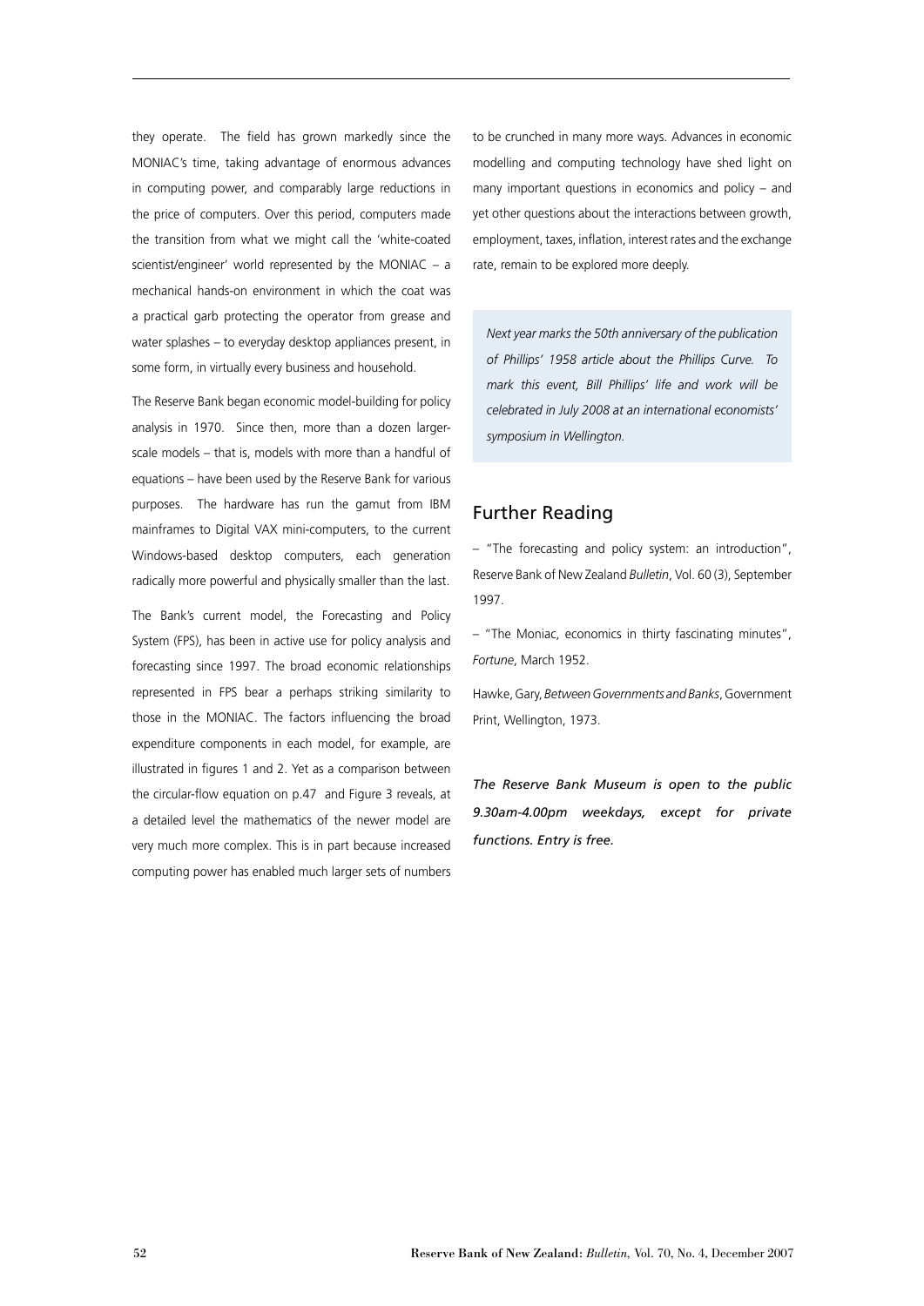they operate. The field has grown markedly since the MONIAC's time, taking advantage of enormous advances in computing power, and comparably large reductions in the price of computers. Over this period, computers made the transition from what we might call the 'white-coated scientist/engineer' world represented by the MONIAC – a mechanical hands-on environment in which the coat was a practical garb protecting the operator from grease and water splashes – to everyday desktop appliances present, in some form, in virtually every business and household.

The Reserve Bank began economic model-building for policy analysis in 1970. Since then, more than a dozen larger-scale models – that is, models with more than a handful of equations – have been used by the Reserve Bank for various purposes. The hardware has run the gamut from IBM mainframes to Digital VAX mini-computers, to the current Windows-based desktop computers, each generation radically more powerful and physically smaller than the last.

The Bank's current model, the Forecasting and Policy System (FPS), has been in active use for policy analysis and forecasting since 1997. The broad economic relationships represented in FPS bear a perhaps striking similarity to those in the MONIAC. The factors influencing the broad expenditure components in each model, for example, are illustrated in figures 1 and 2. Yet as a comparison between the circular-flow equation on p.47 and Figure 3 reveals, at a detailed level the mathematics of the newer model are very much more complex. This is in part because increased computing power has enabled much larger sets of numbers to be crunched in many more ways. Advances in economic modelling and computing technology have shed light on many important questions in economics and policy – and yet other questions about the interactions between growth, employment, taxes, inflation, interest rates and the exchange rate, remain to be explored more deeply.

*Next year marks the 50th anniversary of the publication of Phillips' 1958 article about the Phillips Curve. To mark this event, Bill Phillips' life and work will be celebrated in July 2008 at an international economists' symposium in Wellington.*

## Further Reading

– "The forecasting and policy system: an introduction", Reserve Bank of New Zealand *Bulletin*, Vol. 60 (3), September 1997.

– "The Moniac, economics in thirty fascinating minutes", *Fortune*, March 1952.

Hawke, Gary, *Between Governments and Banks*, Government Print, Wellington, 1973.

***The Reserve Bank Museum is open to the public 9.30am-4.00pm weekdays, except for private functions. Entry is free.***